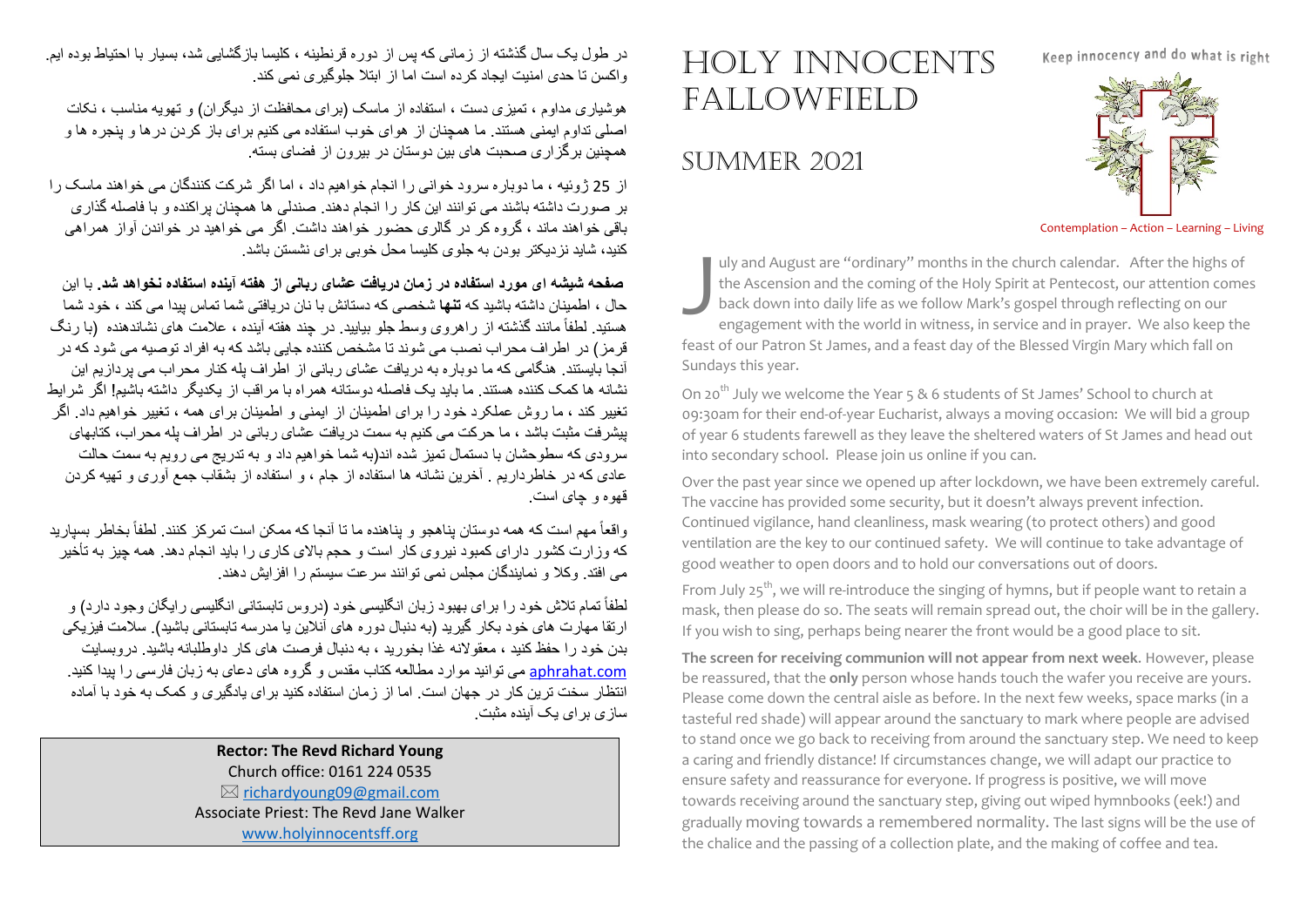# HOLY INNOCENTS FALLOWFIELD

## SUMMER 2021

Keep innocency and do what is right

Contemplation – Action – Learning – Living

July and August are "ordinary" months in the church calendar. After the highs of the Ascension and the coming of the Holy Spirit at Pentecost, our attention comes back down into daily life as we follow Mark's gospel through reflecting on our engagement with the world in witness, in service and in prayer. We also keep the feast of our Patron St James, and a feast day of the Blessed Virgin Mary which fall on Sundays this year.

On 20th July we welcome the Year 5 & 6 students of St James' School to church at 09:30am for their end-of-year Eucharist, always a moving occasion: We will bid a group of year 6 students farewell as they leave the sheltered waters of St James and head out into secondary school. Please join us online if you can.

Over the past year since we opened up after lockdown, we have been extremely careful. The vaccine has provided some security, but it doesn't always prevent infection. Continued vigilance, hand cleanliness, mask wearing (to protect others) and good ventilation are the key to our continued safety. We will continue to take advantage of good weather to open doors and to hold our conversations out of doors.

From July 25th, we will re-introduce the singing of hymns, but if people want to retain a mask, then please do so. The seats will remain spread out, the choir will be in the gallery. If you wish to sing, perhaps being nearer the front would be a good place to sit.

**The screen for receiving communion will not appear from next week**. However, please be reassured, that the **only** person whose hands touch the wafer you receive are yours. Please come down the central aisle as before. In the next few weeks, space marks (in a tasteful red shade) will appear around the sanctuary to mark where people are advised to stand once we go back to receiving from around the sanctuary step. We need to keep a caring and friendly distance! If circumstances change, we will adapt our practice to ensure safety and reassurance for everyone. If progress is positive, we will move towards receiving around the sanctuary step, giving out wiped hymnbooks (eek!) and gradually moving towards a remembered normality. The last signs will be the use of the chalice and the passing of a collection plate, and the making of coffee and tea.

در طول یک سال گذشته از زمانی که پس از دوره قرنطینه ، کلیسا بازگشایی شد، بسیار با احتیاط بوده ایم. واکسن تا حدی امنیت ایجاد کرده است اما از ابتلا جلوگیری نمی کند.

هوشیاری مداوم ، تمیزی دست ، استفاده از ماسک (برای محافظت از دیگران) و تهویه مناسب ، نکات اصلی تداوم ایمنی هستند. ما همچنان از هوای خوب استفاده می کنیم برای باز کردن درها و پنجره ها و همچنین برگزاری صحبت های بین دوستان در بیرون از فضای بسته.

از 25 ژوئیه ، ما دوباره سرود خوانی را انجام خواهیم داد ، اما اگر شرکت کنندگان می خواهند ماسک را بر صورت داشته باشند می توانند این کار را انجام دهند. صندلی ها همچنان پراکنده و با فاصله گذاری باقی خواهند ماند ، گروه کر در گالری حضور خواهند داشت. اگر می خواهید در خواندن آواز همراهی کنید، شاید نزدیکتر بودن به جلوی کلیسا محل خوبی برای نشستن باشد.

**صفحه شیشه ای مورد استفاده در زمان دریافت عشای ربانی از هفته آینده استفاده نخواهد شد.** با این حال ، اطمینان داشته باشید که **تنها** شخصی که دستانش با نان دریافتی شما تماس پیدا می کند ، خود شما هستید. لطفاً مانند گذشته از راهروی وسط جلو بیایید. در چند هفته آینده ، علامت های نشاندهنده (با رنگ قرمز) در اطراف محراب نصب می شوند تا مشخص کننده جایی باشد که به افراد توصیه می شود که در آنجا بایستند. هنگامی که ما دوباره به دریافت عشای ربانی از اطراف پله کنار محراب می پردازیم این نشانه ها کمک کننده هستند. ما باید یک فاصله دوستانه همراه با مراقب از یکدیگر داشته باشیم! اگر شرایط تغییر کند ، ما روش عملکرد خود را برای اطمینان از ایمنی و اطمینان برای همه ، تغییر خواهیم داد. اگر پیشرفت مثبت باشد ، ما حرکت می کنیم به سمت دریافت عشای ربانی در اطراف پله محراب، کتابهای سرودی که سطوحشان با دستمال تمیز شده اند(به شما خواهیم داد و به تدریج می رویم به سمت حالت عادی که در خاطرداریم . آخرین نشانه ها استفاده از جام ، و استفاده از بشقاب جمع آوری و تهیه کردن قهوه و چای است.

واقعاً مهم است که همه دوستان پناهجو و پناهنده ما تا آنجا که ممکن است تمرکز کنند. لطفاً بخاطر بسپارید که وزارت کشور دارای کمبود نیروی کار است و حجم بالای کاری را باید انجام دهد. همه چیز به تأخیر می افتد. وکلا و نمایندگان مجلس نمی توانند سرعت سیستم را افزایش دهند.

لطفاً تمام تلاش خود را برای بهبود زبان انگلیسی خود (دروس تابستانی انگلیسی رایگان وجود دارد) و ارتقا مهارت های خود بکار گیرید (به دنبال دوره های آنلاین یا مدرسه تابستانی باشید). سلامت فیزیکی بدن خود را حفظ کنید ، معقولانه غذا بخورید ، به دنبال فرصت های کار داوطلبانه باشید. دروبسایت aphrahat.com می توانید موارد مطالعه کتاب مقدس و گروه های دعای به زبان فارسی را پیدا کنید. انتظار سخت ترین کار در جهان است. اما از زمان استفاده کنید برای یادگیری و کمک به خود با آماده سازی برای یک آینده مثبت.

**Rector: The Revd Richard Young**
Church office: 0161 224 0535
✉ richardyoung09@gmail.com
Associate Priest: The Revd Jane Walker
www.holyinnocentsff.org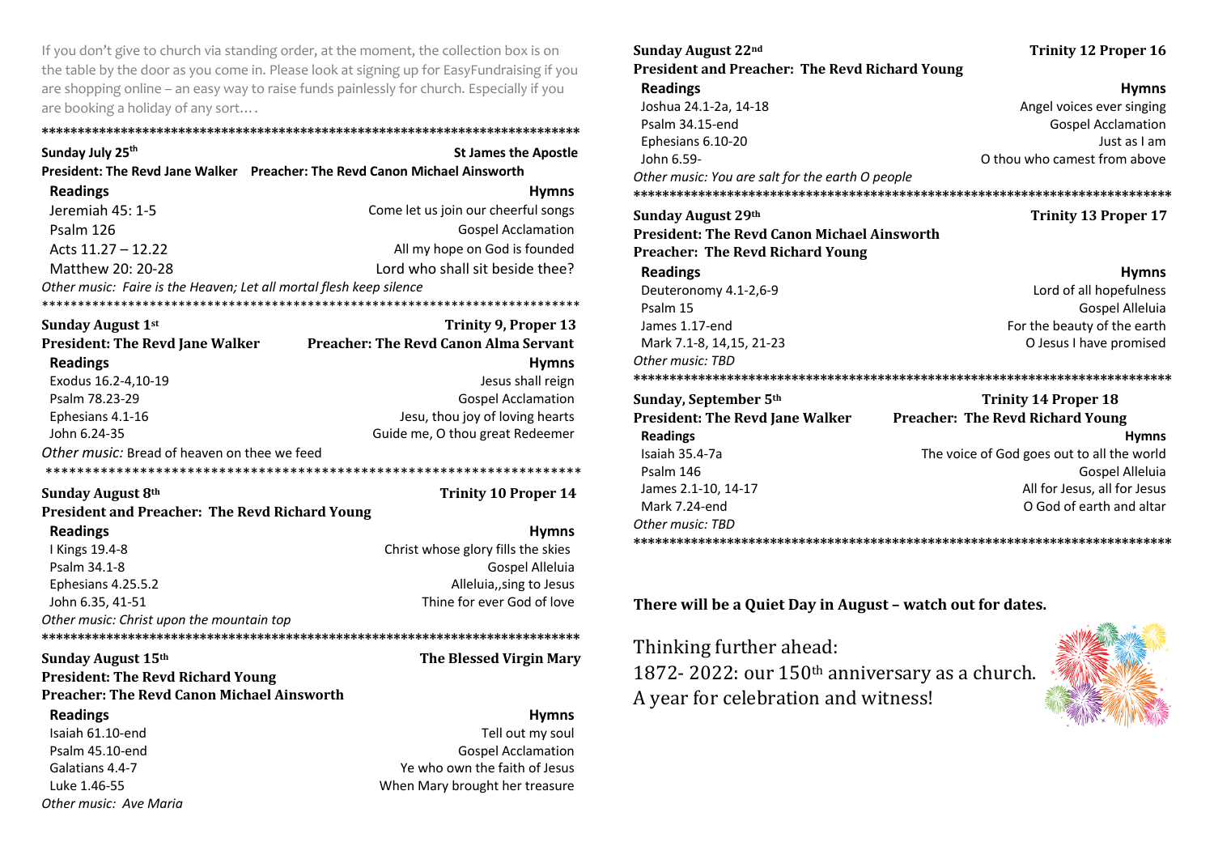If you don't give to church via standing order, at the moment, the collection box is on the table by the door as you come in. Please look at signing up for EasyFundraising if you are shopping online – an easy way to raise funds painlessly for church. Especially if you are booking a holiday of any sort....

******************************************************************************

**Sunday July 25th** — **St James the Apostle**

**President: The Revd Jane Walker   Preacher: The Revd Canon Michael Ainsworth**

| Readings | Hymns |
|---|---|
| Jeremiah 45: 1-5 | Come let us join our cheerful songs |
| Psalm 126 | Gospel Acclamation |
| Acts 11.27 – 12.22 | All my hope on God is founded |
| Matthew 20: 20-28 | Lord who shall sit beside thee? |

*Other music: Faire is the Heaven; Let all mortal flesh keep silence*

******************************************************************************

**Sunday August 1st** — **Trinity 9, Proper 13**

**President: The Revd Jane Walker   Preacher: The Revd Canon Alma Servant**

| Readings | Hymns |
|---|---|
| Exodus 16.2-4,10-19 | Jesus shall reign |
| Psalm 78.23-29 | Gospel Acclamation |
| Ephesians 4.1-16 | Jesu, thou joy of loving hearts |
| John 6.24-35 | Guide me, O thou great Redeemer |

*Other music:* Bread of heaven on thee we feed

******************************************************************************

**Sunday August 8th** — **Trinity 10 Proper 14**

**President and Preacher: The Revd Richard Young**

| Readings | Hymns |
|---|---|
| I Kings 19.4-8 | Christ whose glory fills the skies |
| Psalm 34.1-8 | Gospel Alleluia |
| Ephesians 4.25.5.2 | Alleluia,,sing to Jesus |
| John 6.35, 41-51 | Thine for ever God of love |

*Other music: Christ upon the mountain top*

******************************************************************************

**Sunday August 15th** — **The Blessed Virgin Mary**

**President: The Revd Richard Young**

**Preacher: The Revd Canon Michael Ainsworth**

| Readings | Hymns |
|---|---|
| Isaiah 61.10-end | Tell out my soul |
| Psalm 45.10-end | Gospel Acclamation |
| Galatians 4.4-7 | Ye who own the faith of Jesus |
| Luke 1.46-55 | When Mary brought her treasure |

*Other music: Ave Maria*

**Sunday August 22nd** — **Trinity 12 Proper 16**

**President and Preacher: The Revd Richard Young**

| Readings | Hymns |
|---|---|
| Joshua 24.1-2a, 14-18 | Angel voices ever singing |
| Psalm 34.15-end | Gospel Acclamation |
| Ephesians 6.10-20 | Just as I am |
| John 6.59- | O thou who camest from above |

*Other music: You are salt for the earth O people*

******************************************************************************

**Sunday August 29th** — **Trinity 13 Proper 17**

**President: The Revd Canon Michael Ainsworth**

**Preacher: The Revd Richard Young**

| Readings | Hymns |
|---|---|
| Deuteronomy 4.1-2,6-9 | Lord of all hopefulness |
| Psalm 15 | Gospel Alleluia |
| James 1.17-end | For the beauty of the earth |
| Mark 7.1-8, 14,15, 21-23 | O Jesus I have promised |

*Other music: TBD*

******************************************************************************

**Sunday, September 5th** — **Trinity 14 Proper 18**

**President: The Revd Jane Walker   Preacher: The Revd Richard Young**

| Readings | Hymns |
|---|---|
| Isaiah 35.4-7a | The voice of God goes out to all the world |
| Psalm 146 | Gospel Alleluia |
| James 2.1-10, 14-17 | All for Jesus, all for Jesus |
| Mark 7.24-end | O God of earth and altar |

*Other music: TBD*

******************************************************************************

**There will be a Quiet Day in August – watch out for dates.**

Thinking further ahead:
1872- 2022: our 150th anniversary as a church.
A year for celebration and witness!